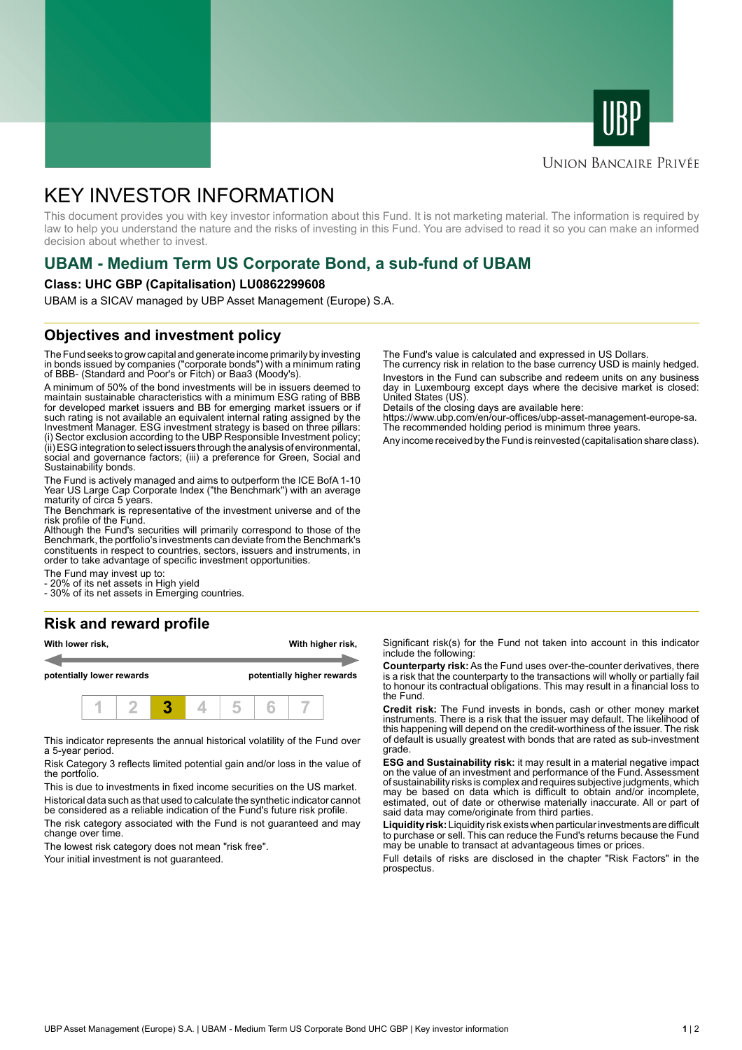UNION BANCAIRE PRIVÉE

# KEY INVESTOR INFORMATION

This document provides you with key investor information about this Fund. It is not marketing material. The information is required by law to help you understand the nature and the risks of investing in this Fund. You are advised to read it so you can make an informed decision about whether to invest.

## UBAM - Medium Term US Corporate Bond, a sub-fund of UBAM

**Class: UHC GBP (Capitalisation) LU0862299608**

UBAM is a SICAV managed by UBP Asset Management (Europe) S.A.

## Objectives and investment policy

The Fund seeks to grow capital and generate income primarily by investing in bonds issued by companies ("corporate bonds") with a minimum rating of BBB- (Standard and Poor's or Fitch) or Baa3 (Moody's).

A minimum of 50% of the bond investments will be in issuers deemed to maintain sustainable characteristics with a minimum ESG rating of BBB for developed market issuers and BB for emerging market issuers or if such rating is not available an equivalent internal rating assigned by the Investment Manager. ESG investment strategy is based on three pillars: (i) Sector exclusion according to the UBP Responsible Investment policy; (ii) ESG integration to select issuers through the analysis of environmental, social and governance factors; (iii) a preference for Green, Social and Sustainability bonds.

The Fund is actively managed and aims to outperform the ICE BofA 1-10 Year US Large Cap Corporate Index ("the Benchmark") with an average maturity of circa 5 years.
The Benchmark is representative of the investment universe and of the risk profile of the Fund.
Although the Fund's securities will primarily correspond to those of the Benchmark, the portfolio's investments can deviate from the Benchmark's constituents in respect to countries, sectors, issuers and instruments, in order to take advantage of specific investment opportunities.

The Fund may invest up to:
- 20% of its net assets in High yield
- 30% of its net assets in Emerging countries.

The Fund's value is calculated and expressed in US Dollars.
The currency risk in relation to the base currency USD is mainly hedged.

Investors in the Fund can subscribe and redeem units on any business day in Luxembourg except days where the decisive market is closed: United States (US).
Details of the closing days are available here:
https://www.ubp.com/en/our-offices/ubp-asset-management-europe-sa.
The recommended holding period is minimum three years.

Any income received by the Fund is reinvested (capitalisation share class).

## Risk and reward profile

**With lower risk,** **potentially lower rewards** ← → **With higher risk,** **potentially higher rewards**

| 1 | 2 | **3** | 4 | 5 | 6 | 7 |
|---|---|---|---|---|---|---|

This indicator represents the annual historical volatility of the Fund over a 5-year period.

Risk Category 3 reflects limited potential gain and/or loss in the value of the portfolio.

This is due to investments in fixed income securities on the US market.

Historical data such as that used to calculate the synthetic indicator cannot be considered as a reliable indication of the Fund's future risk profile.

The risk category associated with the Fund is not guaranteed and may change over time.

The lowest risk category does not mean "risk free".

Your initial investment is not guaranteed.

Significant risk(s) for the Fund not taken into account in this indicator include the following:

**Counterparty risk:** As the Fund uses over-the-counter derivatives, there is a risk that the counterparty to the transactions will wholly or partially fail to honour its contractual obligations. This may result in a financial loss to the Fund.

**Credit risk:** The Fund invests in bonds, cash or other money market instruments. There is a risk that the issuer may default. The likelihood of this happening will depend on the credit-worthiness of the issuer. The risk of default is usually greatest with bonds that are rated as sub-investment grade.

**ESG and Sustainability risk:** it may result in a material negative impact on the value of an investment and performance of the Fund. Assessment of sustainability risks is complex and requires subjective judgments, which may be based on data which is difficult to obtain and/or incomplete, estimated, out of date or otherwise materially inaccurate. All or part of said data may come/originate from third parties.

**Liquidity risk:** Liquidity risk exists when particular investments are difficult to purchase or sell. This can reduce the Fund's returns because the Fund may be unable to transact at advantageous times or prices.

Full details of risks are disclosed in the chapter "Risk Factors" in the prospectus.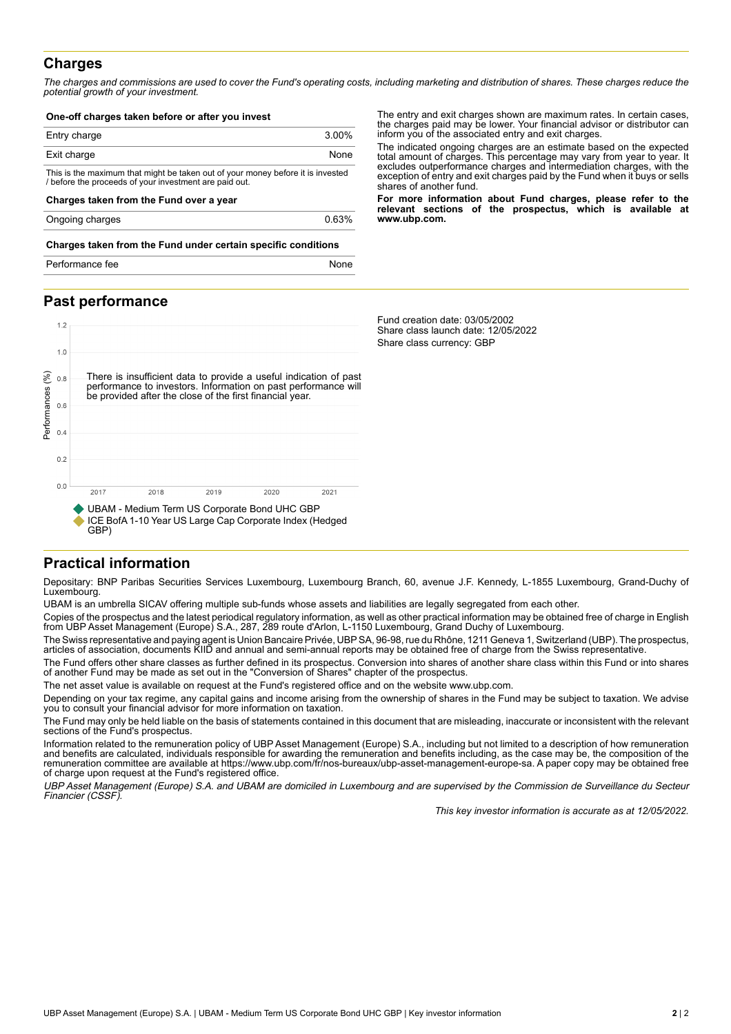## Charges

*The charges and commissions are used to cover the Fund's operating costs, including marketing and distribution of shares. These charges reduce the potential growth of your investment.*

| **One-off charges taken before or after you invest** | |
|---|---|
| Entry charge | 3.00% |
| Exit charge | None |

This is the maximum that might be taken out of your money before it is invested / before the proceeds of your investment are paid out.

| **Charges taken from the Fund over a year** | |
|---|---|
| Ongoing charges | 0.63% |

| **Charges taken from the Fund under certain specific conditions** | |
|---|---|
| Performance fee | None |

The entry and exit charges shown are maximum rates. In certain cases, the charges paid may be lower. Your financial advisor or distributor can inform you of the associated entry and exit charges.

The indicated ongoing charges are an estimate based on the expected total amount of charges. This percentage may vary from year to year. It excludes outperformance charges and intermediation charges, with the exception of entry and exit charges paid by the Fund when it buys or sells shares of another fund.

**For more information about Fund charges, please refer to the relevant sections of the prospectus, which is available at www.ubp.com.**

## Past performance

Performances (%)

1.2
1.0
0.8
0.6
0.4
0.2
0.0

2017 2018 2019 2020 2021

There is insufficient data to provide a useful indication of past performance to investors. Information on past performance will be provided after the close of the first financial year.

UBAM - Medium Term US Corporate Bond UHC GBP
ICE BofA 1-10 Year US Large Cap Corporate Index (Hedged GBP)

Fund creation date: 03/05/2002
Share class launch date: 12/05/2022
Share class currency: GBP

## Practical information

Depositary: BNP Paribas Securities Services Luxembourg, Luxembourg Branch, 60, avenue J.F. Kennedy, L-1855 Luxembourg, Grand-Duchy of Luxembourg.

UBAM is an umbrella SICAV offering multiple sub-funds whose assets and liabilities are legally segregated from each other.

Copies of the prospectus and the latest periodical regulatory information, as well as other practical information may be obtained free of charge in English from UBP Asset Management (Europe) S.A., 287, 289 route d'Arlon, L-1150 Luxembourg, Grand Duchy of Luxembourg.

The Swiss representative and paying agent is Union Bancaire Privée, UBP SA, 96-98, rue du Rhône, 1211 Geneva 1, Switzerland (UBP). The prospectus, articles of association, documents KIID and annual and semi-annual reports may be obtained free of charge from the Swiss representative.

The Fund offers other share classes as further defined in its prospectus. Conversion into shares of another share class within this Fund or into shares of another Fund may be made as set out in the "Conversion of Shares" chapter of the prospectus.

The net asset value is available on request at the Fund's registered office and on the website www.ubp.com.

Depending on your tax regime, any capital gains and income arising from the ownership of shares in the Fund may be subject to taxation. We advise you to consult your financial advisor for more information on taxation.

The Fund may only be held liable on the basis of statements contained in this document that are misleading, inaccurate or inconsistent with the relevant sections of the Fund's prospectus.

Information related to the remuneration policy of UBP Asset Management (Europe) S.A., including but not limited to a description of how remuneration and benefits are calculated, individuals responsible for awarding the remuneration and benefits including, as the case may be, the composition of the remuneration committee are available at https://www.ubp.com/fr/nos-bureaux/ubp-asset-management-europe-sa. A paper copy may be obtained free of charge upon request at the Fund's registered office.

*UBP Asset Management (Europe) S.A. and UBAM are domiciled in Luxembourg and are supervised by the Commission de Surveillance du Secteur Financier (CSSF).*

*This key investor information is accurate as at 12/05/2022.*